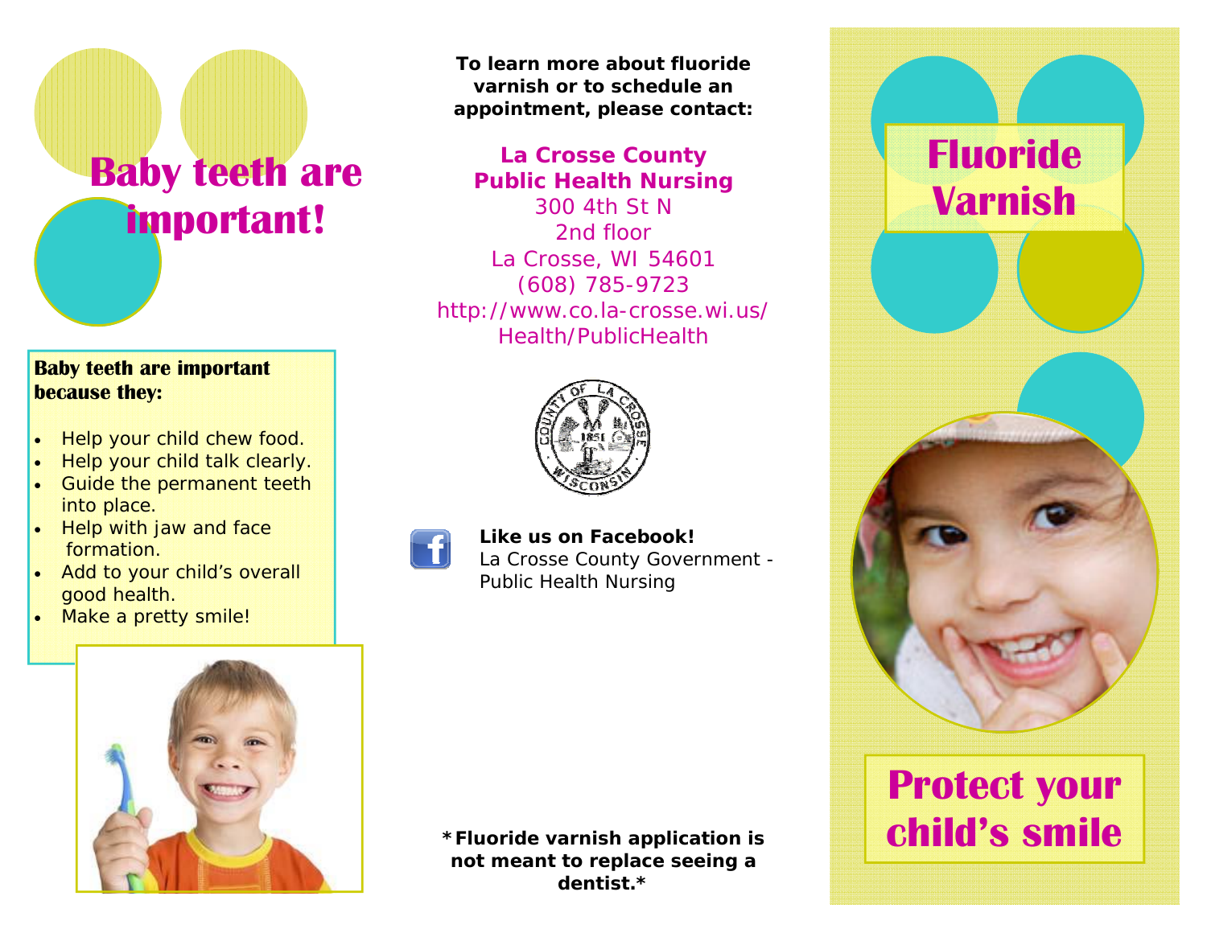# Baby teeth are important!

**Baby teeth are important because they:**

- Help your child chew food.
- Help your child talk clearly.
- Guide the permanent teeth into place.
- Help with jaw and face formation.
- Add to your child's overall good health.
- Make a pretty smile!

**To learn more about fluoride varnish or to schedule an appointment, please contact:**

**La Crosse County Public Health Nursing**
300 4th St N
2nd floor
La Crosse, WI 54601
(608) 785-9723
http://www.co.la-crosse.wi.us/Health/PublicHealth

**Like us on Facebook!**
La Crosse County Government - Public Health Nursing

***Fluoride varnish application is not meant to replace seeing a dentist.***

# Fluoride Varnish

## Protect your child's smile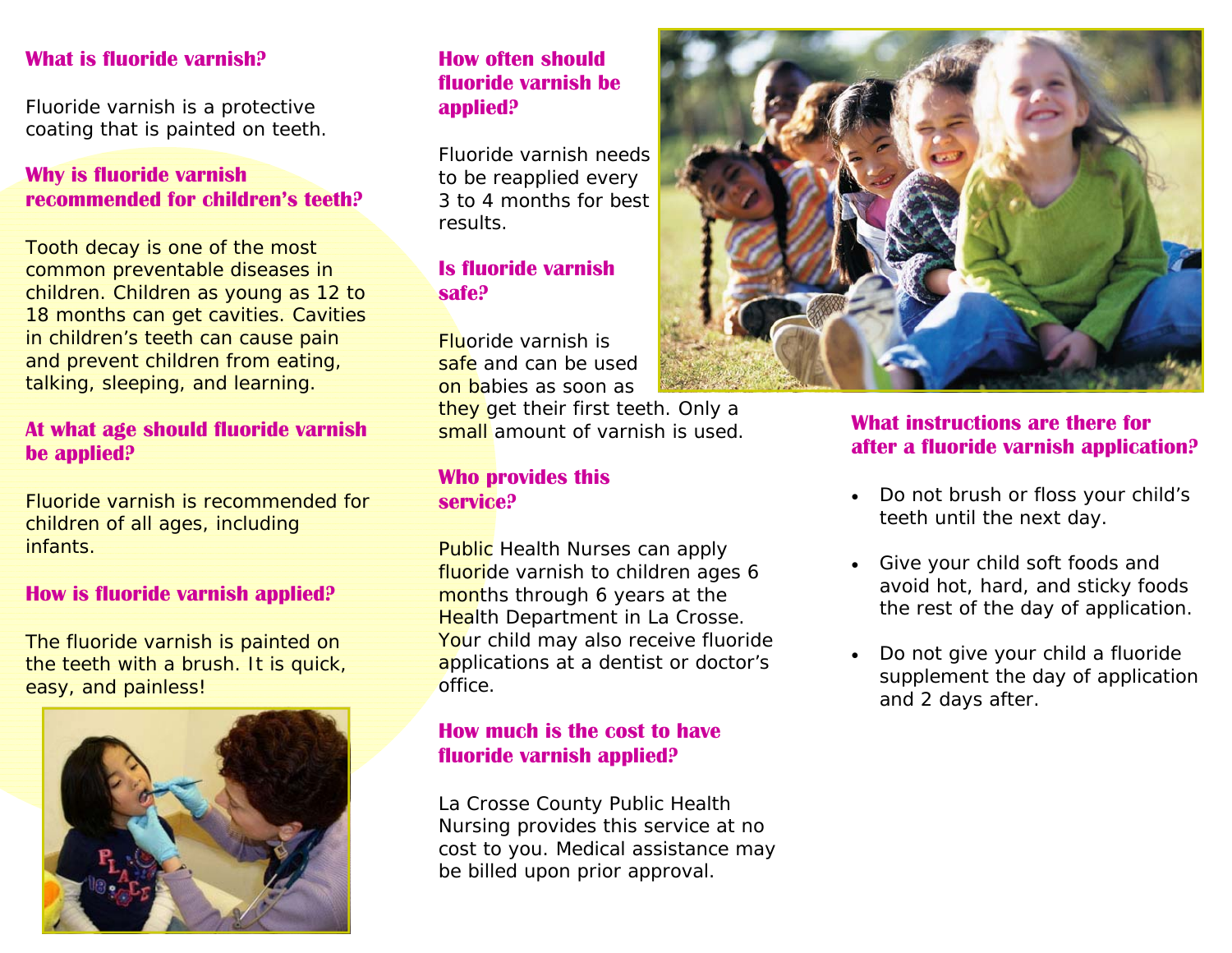### What is fluoride varnish?

Fluoride varnish is a protective coating that is painted on teeth.

### Why is fluoride varnish recommended for children's teeth?

Tooth decay is one of the most common preventable diseases in children. Children as young as 12 to 18 months can get cavities. Cavities in children's teeth can cause pain and prevent children from eating, talking, sleeping, and learning.

### At what age should fluoride varnish be applied?

Fluoride varnish is recommended for children of all ages, including infants.

### How is fluoride varnish applied?

The fluoride varnish is painted on the teeth with a brush. It is quick, easy, and painless!

### How often should fluoride varnish be applied?

Fluoride varnish needs to be reapplied every 3 to 4 months for best results.

### Is fluoride varnish safe?

Fluoride varnish is safe and can be used on babies as soon as they get their first teeth. Only a small amount of varnish is used.

### Who provides this service?

Public Health Nurses can apply fluoride varnish to children ages 6 months through 6 years at the Health Department in La Crosse. Your child may also receive fluoride applications at a dentist or doctor's office.

### How much is the cost to have fluoride varnish applied?

La Crosse County Public Health Nursing provides this service at no cost to you. Medical assistance may be billed upon prior approval.

### What instructions are there for after a fluoride varnish application?

- Do not brush or floss your child's teeth until the next day.
- Give your child soft foods and avoid hot, hard, and sticky foods the rest of the day of application.
- Do not give your child a fluoride supplement the day of application and 2 days after.